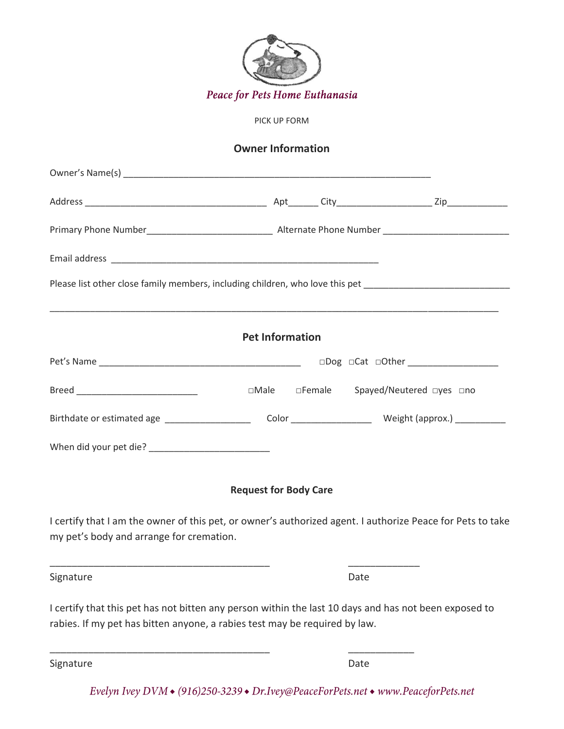*Peace for Pets Home Euthanasia*

PICK UP FORM

## Owner Information

Owner's Name(s) _______________________________________________________________

Address ___________________________________ Apt______ City__________________ Zip____________

Primary Phone Number________________________ Alternate Phone Number ________________________

Email address ____________________________________________________

Please list other close family members, including children, who love this pet ____________________________

______________________________________________________________________________________

## Pet Information

Pet's Name _______________________________________ □Dog □Cat □Other _________________

Breed _______________________ □Male □Female Spayed/Neutered □yes □no

Birthdate or estimated age ________________ Color _______________ Weight (approx.) __________

When did your pet die? _______________________

## Request for Body Care

I certify that I am the owner of this pet, or owner's authorized agent. I authorize Peace for Pets to take my pet's body and arrange for cremation.

_________________________________________ _____________

Signature Date

I certify that this pet has not bitten any person within the last 10 days and has not been exposed to rabies. If my pet has bitten anyone, a rabies test may be required by law.

_________________________________________ ____________

Signature Date

*Evelyn Ivey DVM ◆ (916)250-3239 ◆ Dr.Ivey@PeaceForPets.net ◆ www.PeaceforPets.net*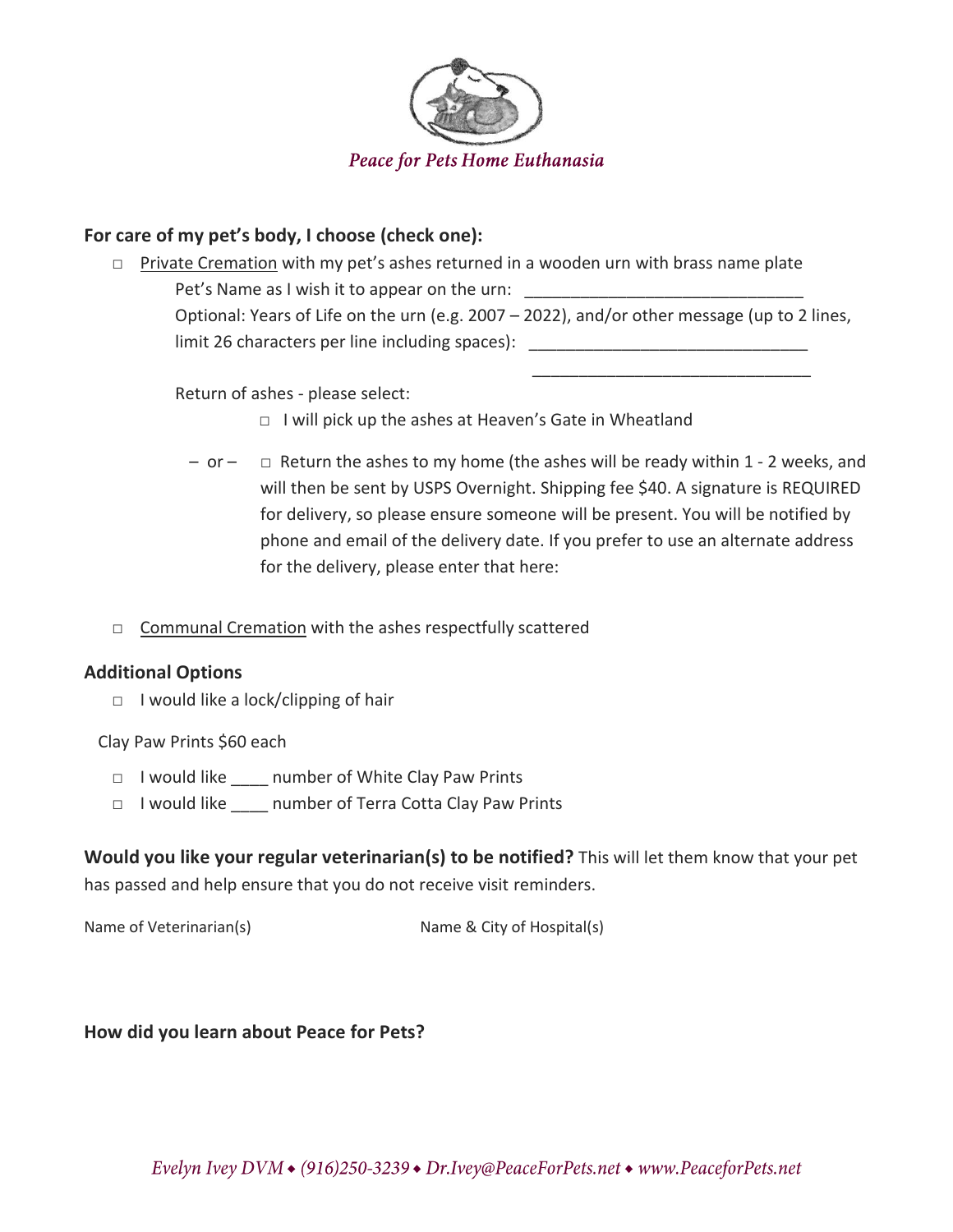Peace for Pets Home Euthanasia

**For care of my pet's body, I choose (check one):**

- □ Private Cremation with my pet's ashes returned in a wooden urn with brass name plate

  Pet's Name as I wish it to appear on the urn: ______________________________

  Optional: Years of Life on the urn (e.g. 2007 – 2022), and/or other message (up to 2 lines, limit 26 characters per line including spaces): ______________________________

  ______________________________

  Return of ashes - please select:

  □ I will pick up the ashes at Heaven's Gate in Wheatland

  – or – □ Return the ashes to my home (the ashes will be ready within 1 - 2 weeks, and will then be sent by USPS Overnight. Shipping fee $40. A signature is REQUIRED for delivery, so please ensure someone will be present. You will be notified by phone and email of the delivery date. If you prefer to use an alternate address for the delivery, please enter that here:

- □ Communal Cremation with the ashes respectfully scattered

**Additional Options**

- □ I would like a lock/clipping of hair

Clay Paw Prints $60 each

- □ I would like ____ number of White Clay Paw Prints
- □ I would like ____ number of Terra Cotta Clay Paw Prints

**Would you like your regular veterinarian(s) to be notified?** This will let them know that your pet has passed and help ensure that you do not receive visit reminders.

| Name of Veterinarian(s) | Name & City of Hospital(s) |
| --- | --- |
| | |

**How did you learn about Peace for Pets?**

*Evelyn Ivey DVM ◆ (916)250-3239 ◆ Dr.Ivey@PeaceForPets.net ◆ www.PeaceforPets.net*